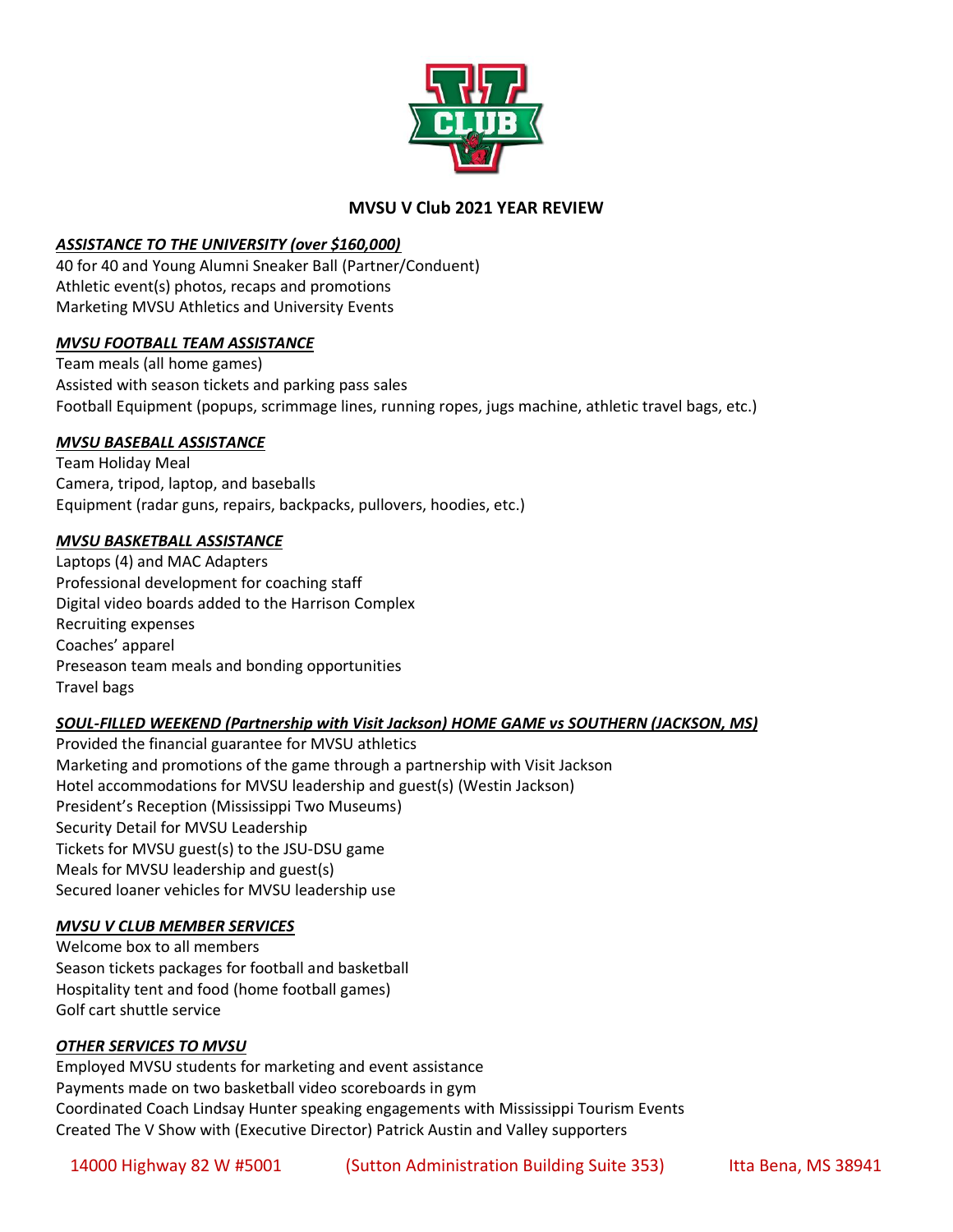# MVSU V Club 2021 YEAR REVIEW

***ASSISTANCE TO THE UNIVERSITY (over $160,000)***

40 for 40 and Young Alumni Sneaker Ball (Partner/Conduent)
Athletic event(s) photos, recaps and promotions
Marketing MVSU Athletics and University Events

***MVSU FOOTBALL TEAM ASSISTANCE***

Team meals (all home games)
Assisted with season tickets and parking pass sales
Football Equipment (popups, scrimmage lines, running ropes, jugs machine, athletic travel bags, etc.)

***MVSU BASEBALL ASSISTANCE***

Team Holiday Meal
Camera, tripod, laptop, and baseballs
Equipment (radar guns, repairs, backpacks, pullovers, hoodies, etc.)

***MVSU BASKETBALL ASSISTANCE***

Laptops (4) and MAC Adapters
Professional development for coaching staff
Digital video boards added to the Harrison Complex
Recruiting expenses
Coaches' apparel
Preseason team meals and bonding opportunities
Travel bags

***SOUL-FILLED WEEKEND (Partnership with Visit Jackson) HOME GAME vs SOUTHERN (JACKSON, MS)***

Provided the financial guarantee for MVSU athletics
Marketing and promotions of the game through a partnership with Visit Jackson
Hotel accommodations for MVSU leadership and guest(s) (Westin Jackson)
President's Reception (Mississippi Two Museums)
Security Detail for MVSU Leadership
Tickets for MVSU guest(s) to the JSU-DSU game
Meals for MVSU leadership and guest(s)
Secured loaner vehicles for MVSU leadership use

***MVSU V CLUB MEMBER SERVICES***

Welcome box to all members
Season tickets packages for football and basketball
Hospitality tent and food (home football games)
Golf cart shuttle service

***OTHER SERVICES TO MVSU***

Employed MVSU students for marketing and event assistance
Payments made on two basketball video scoreboards in gym
Coordinated Coach Lindsay Hunter speaking engagements with Mississippi Tourism Events
Created The V Show with (Executive Director) Patrick Austin and Valley supporters

14000 Highway 82 W #5001 (Sutton Administration Building Suite 353) Itta Bena, MS 38941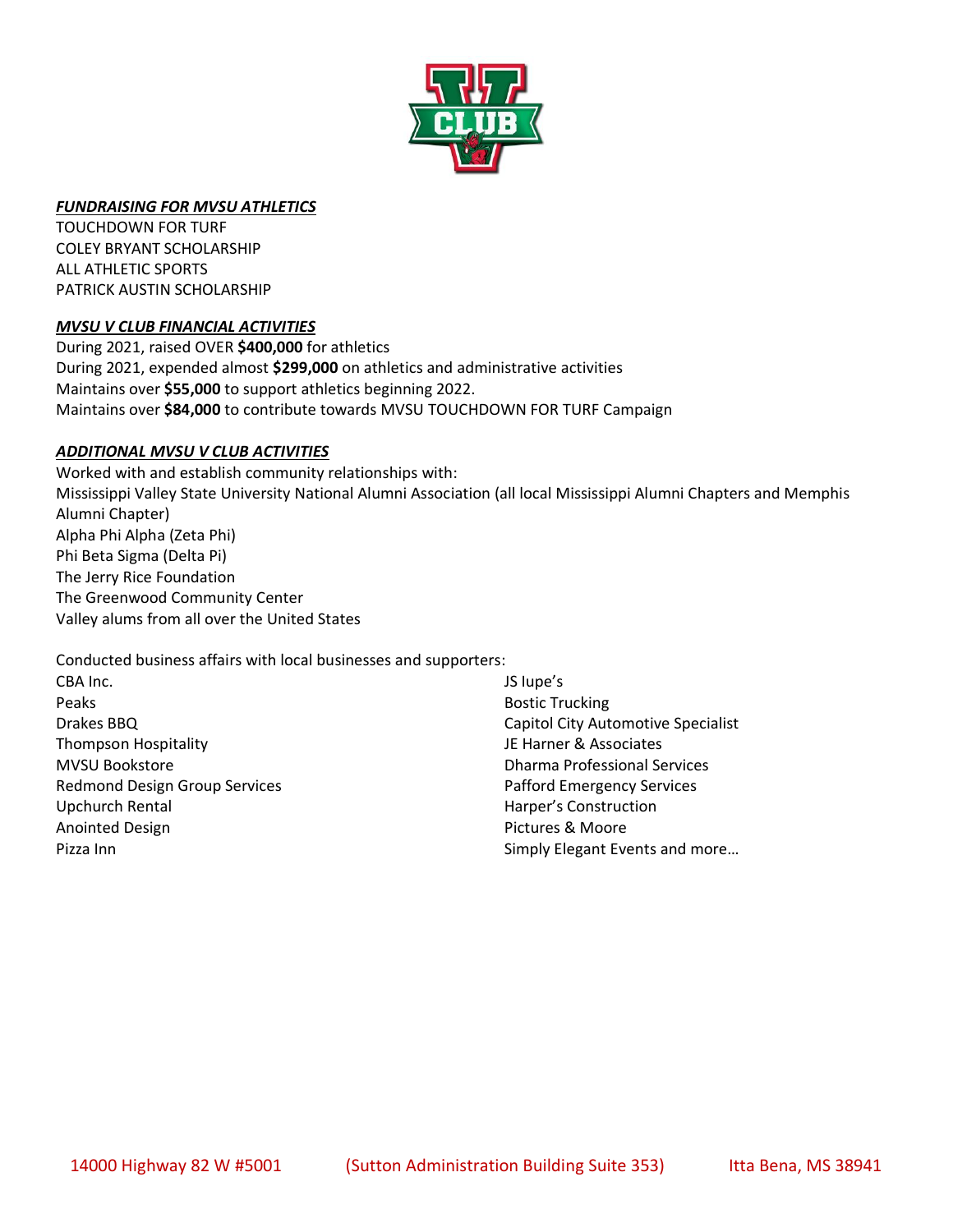***FUNDRAISING FOR MVSU ATHLETICS***

TOUCHDOWN FOR TURF
COLEY BRYANT SCHOLARSHIP
ALL ATHLETIC SPORTS
PATRICK AUSTIN SCHOLARSHIP

***MVSU V CLUB FINANCIAL ACTIVITIES***

During 2021, raised OVER **$400,000** for athletics
During 2021, expended almost **$299,000** on athletics and administrative activities
Maintains over **$55,000** to support athletics beginning 2022.
Maintains over **$84,000** to contribute towards MVSU TOUCHDOWN FOR TURF Campaign

***ADDITIONAL MVSU V CLUB ACTIVITIES***

Worked with and establish community relationships with:
Mississippi Valley State University National Alumni Association (all local Mississippi Alumni Chapters and Memphis Alumni Chapter)
Alpha Phi Alpha (Zeta Phi)
Phi Beta Sigma (Delta Pi)
The Jerry Rice Foundation
The Greenwood Community Center
Valley alums from all over the United States

Conducted business affairs with local businesses and supporters:

CBA Inc.
Peaks
Drakes BBQ
Thompson Hospitality
MVSU Bookstore
Redmond Design Group Services
Upchurch Rental
Anointed Design
Pizza Inn
JS lupe's
Bostic Trucking
Capitol City Automotive Specialist
JE Harner & Associates
Dharma Professional Services
Pafford Emergency Services
Harper's Construction
Pictures & Moore
Simply Elegant Events and more…

14000 Highway 82 W #5001 (Sutton Administration Building Suite 353) Itta Bena, MS 38941